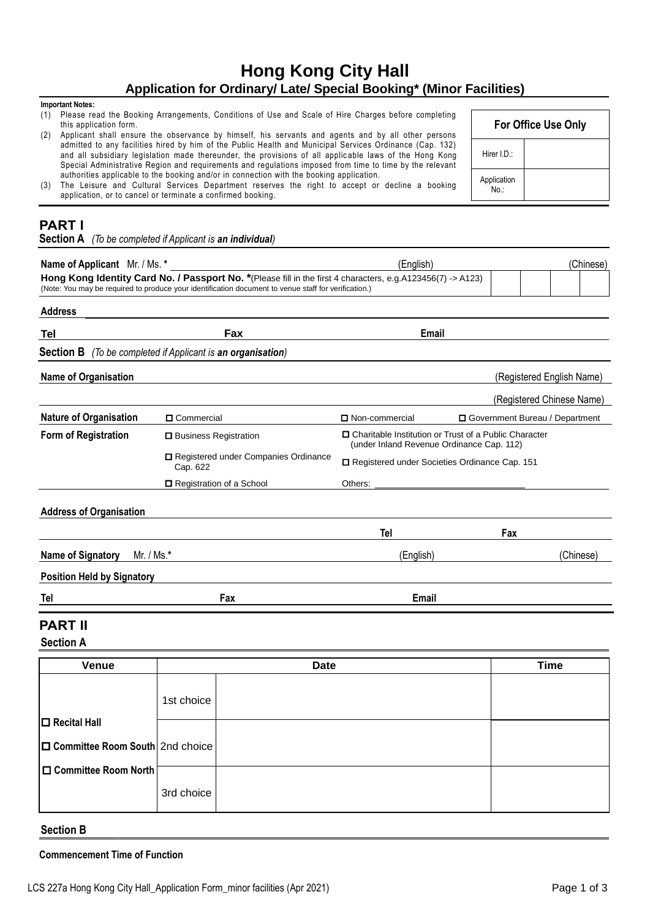# Hong Kong City Hall

## Application for Ordinary/ Late/ Special Booking* (Minor Facilities)

**Important Notes:**

(1) Please read the Booking Arrangements, Conditions of Use and Scale of Hire Charges before completing this application form.

(2) Applicant shall ensure the observance by himself, his servants and agents and by all other persons admitted to any facilities hired by him of the Public Health and Municipal Services Ordinance (Cap. 132) and all subsidiary legislation made thereunder, the provisions of all applicable laws of the Hong Kong Special Administrative Region and requirements and regulations imposed from time to time by the relevant authorities applicable to the booking and/or in connection with the booking application.

(3) The Leisure and Cultural Services Department reserves the right to accept or decline a booking application, or to cancel or terminate a confirmed booking.

| For Office Use Only | |
|---|---|
| Hirer I.D.: | |
| Application No.: | |

## PART I

**Section A** *(To be completed if Applicant is* ***an individual****)*

**Name of Applicant** Mr. / Ms. * ______________________ (English) ______________ (Chinese)

**Hong Kong Identity Card No. / Passport No. ***(Please fill in the first 4 characters, e.g.A123456(7) -> A123) ☐☐☐☐

(Note: You may be required to produce your identification document to venue staff for verification.)

**Address** ______________________

**Tel** ____________ **Fax** ____________ **Email** ____________

**Section B** *(To be completed if Applicant is* ***an organisation****)*

**Name of Organisation** ______________________ (Registered English Name)

______________________ (Registered Chinese Name)

**Nature of Organisation** ☐ Commercial ☐ Non-commercial ☐ Government Bureau / Department

**Form of Registration**

- ☐ Business Registration
- ☐ Charitable Institution or Trust of a Public Character (under Inland Revenue Ordinance Cap. 112)
- ☐ Registered under Companies Ordinance Cap. 622
- ☐ Registered under Societies Ordinance Cap. 151
- ☐ Registration of a School
- Others: ______________

**Address of Organisation** ______________________

______________________ **Tel** ____________ **Fax** ____________

**Name of Signatory** Mr. / Ms.* ______________________ (English) ______________ (Chinese)

**Position Held by Signatory** ______________________

**Tel** ____________ **Fax** ____________ **Email** ____________

## PART II

**Section A**

| Venue | | Date | Time |
|---|---|---|---|
| ☐ Recital Hall<br>☐ Committee Room South<br>☐ Committee Room North | 1st choice | | |
| | 2nd choice | | |
| | 3rd choice | | |

**Section B**

**Commencement Time of Function**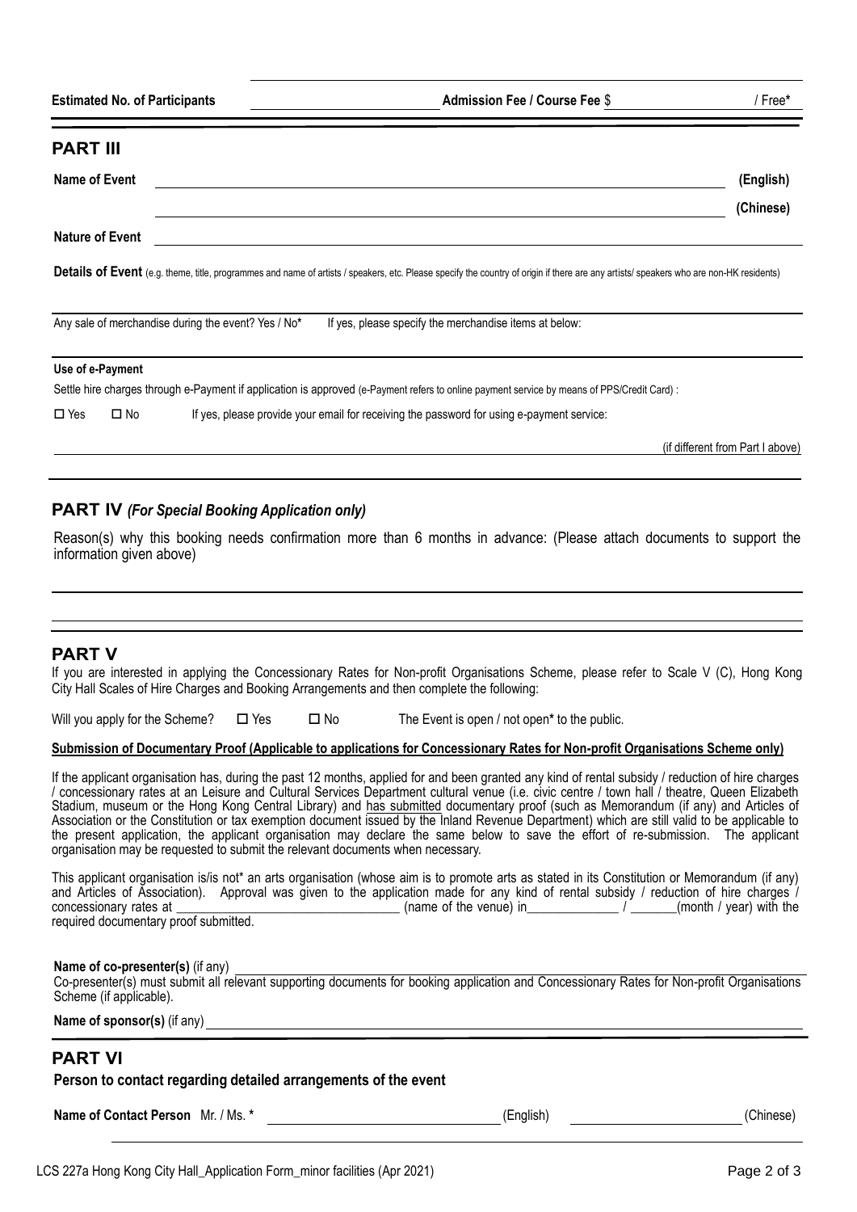**Estimated No. of Participants** ______________ **Admission Fee / Course Fee** $ ______________ / Free*

## PART III

**Name of Event** ________________________________________ **(English)**

________________________________________ **(Chinese)**

**Nature of Event** ________________________________________

**Details of Event** (e.g. theme, title, programmes and name of artists / speakers, etc. Please specify the country of origin if there are any artists/ speakers who are non-HK residents)

________________________________________

Any sale of merchandise during the event? Yes / No* If yes, please specify the merchandise items at below:

________________________________________

**Use of e-Payment**

Settle hire charges through e-Payment if application is approved (e-Payment refers to online payment service by means of PPS/Credit Card) :

☐ Yes ☐ No If yes, please provide your email for receiving the password for using e-payment service:

________________________________________ (if different from Part I above)

## PART IV *(For Special Booking Application only)*

Reason(s) why this booking needs confirmation more than 6 months in advance: (Please attach documents to support the information given above)

________________________________________

________________________________________

## PART V

If you are interested in applying the Concessionary Rates for Non-profit Organisations Scheme, please refer to Scale V (C), Hong Kong City Hall Scales of Hire Charges and Booking Arrangements and then complete the following:

Will you apply for the Scheme? ☐ Yes ☐ No The Event is open / not open* to the public.

**Submission of Documentary Proof (Applicable to applications for Concessionary Rates for Non-profit Organisations Scheme only)**

If the applicant organisation has, during the past 12 months, applied for and been granted any kind of rental subsidy / reduction of hire charges / concessionary rates at an Leisure and Cultural Services Department cultural venue (i.e. civic centre / town hall / theatre, Queen Elizabeth Stadium, museum or the Hong Kong Central Library) and has submitted documentary proof (such as Memorandum (if any) and Articles of Association or the Constitution or tax exemption document issued by the Inland Revenue Department) which are still valid to be applicable to the present application, the applicant organisation may declare the same below to save the effort of re-submission. The applicant organisation may be requested to submit the relevant documents when necessary.

This applicant organisation is/is not* an arts organisation (whose aim is to promote arts as stated in its Constitution or Memorandum (if any) and Articles of Association). Approval was given to the application made for any kind of rental subsidy / reduction of hire charges / concessionary rates at ______________ (name of the venue) in ______ / ______ (month / year) with the required documentary proof submitted.

**Name of co-presenter(s)** (if any) ________________________________________

Co-presenter(s) must submit all relevant supporting documents for booking application and Concessionary Rates for Non-profit Organisations Scheme (if applicable).

**Name of sponsor(s)** (if any) ________________________________________

## PART VI

**Person to contact regarding detailed arrangements of the event**

**Name of Contact Person** Mr. / Ms. * ______________ (English) ______________ (Chinese)

LCS 227a Hong Kong City Hall_Application Form_minor facilities (Apr 2021)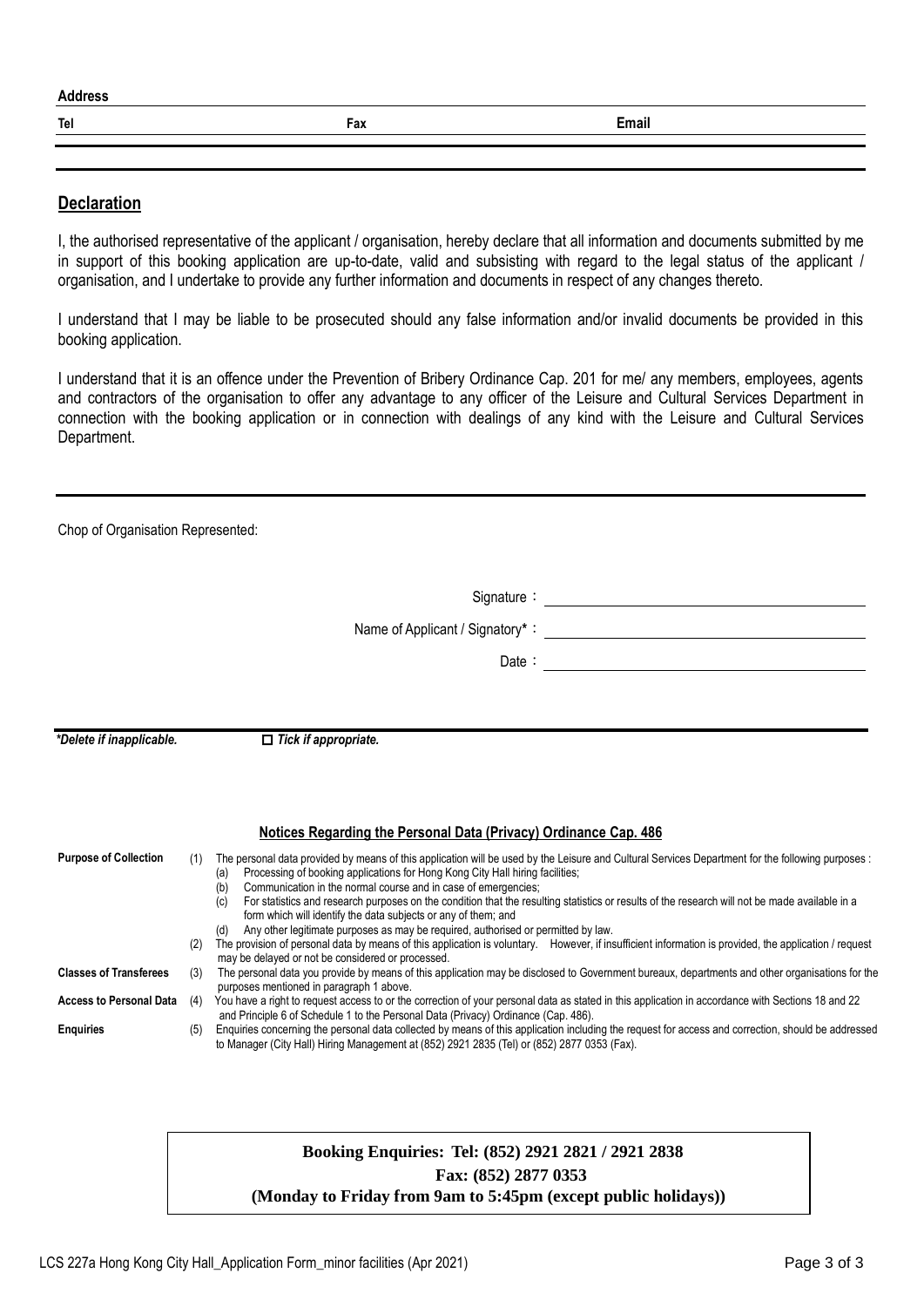**Address**

| **Tel** | **Fax** | **Email** |
|---|---|---|
| | | |

## Declaration

I, the authorised representative of the applicant / organisation, hereby declare that all information and documents submitted by me in support of this booking application are up-to-date, valid and subsisting with regard to the legal status of the applicant / organisation, and I undertake to provide any further information and documents in respect of any changes thereto.

I understand that I may be liable to be prosecuted should any false information and/or invalid documents be provided in this booking application.

I understand that it is an offence under the Prevention of Bribery Ordinance Cap. 201 for me/ any members, employees, agents and contractors of the organisation to offer any advantage to any officer of the Leisure and Cultural Services Department in connection with the booking application or in connection with dealings of any kind with the Leisure and Cultural Services Department.

Chop of Organisation Represented:

Signature：

Name of Applicant / Signatory*：

Date：

*\*Delete if inapplicable.* ☐ *Tick if appropriate.*

**Notices Regarding the Personal Data (Privacy) Ordinance Cap. 486**

**Purpose of Collection**

(1) The personal data provided by means of this application will be used by the Leisure and Cultural Services Department for the following purposes :
- (a) Processing of booking applications for Hong Kong City Hall hiring facilities;
- (b) Communication in the normal course and in case of emergencies;
- (c) For statistics and research purposes on the condition that the resulting statistics or results of the research will not be made available in a form which will identify the data subjects or any of them; and
- (d) Any other legitimate purposes as may be required, authorised or permitted by law.

(2) The provision of personal data by means of this application is voluntary. However, if insufficient information is provided, the application / request may be delayed or not be considered or processed.

**Classes of Transferees**

(3) The personal data you provide by means of this application may be disclosed to Government bureaux, departments and other organisations for the purposes mentioned in paragraph 1 above.

**Access to Personal Data**

(4) You have a right to request access to or the correction of your personal data as stated in this application in accordance with Sections 18 and 22 and Principle 6 of Schedule 1 to the Personal Data (Privacy) Ordinance (Cap. 486).

**Enquiries**

(5) Enquiries concerning the personal data collected by means of this application including the request for access and correction, should be addressed to Manager (City Hall) Hiring Management at (852) 2921 2835 (Tel) or (852) 2877 0353 (Fax).

**Booking Enquiries: Tel: (852) 2921 2821 / 2921 2838**
**Fax: (852) 2877 0353**
**(Monday to Friday from 9am to 5:45pm (except public holidays))**

LCS 227a Hong Kong City Hall_Application Form_minor facilities (Apr 2021)